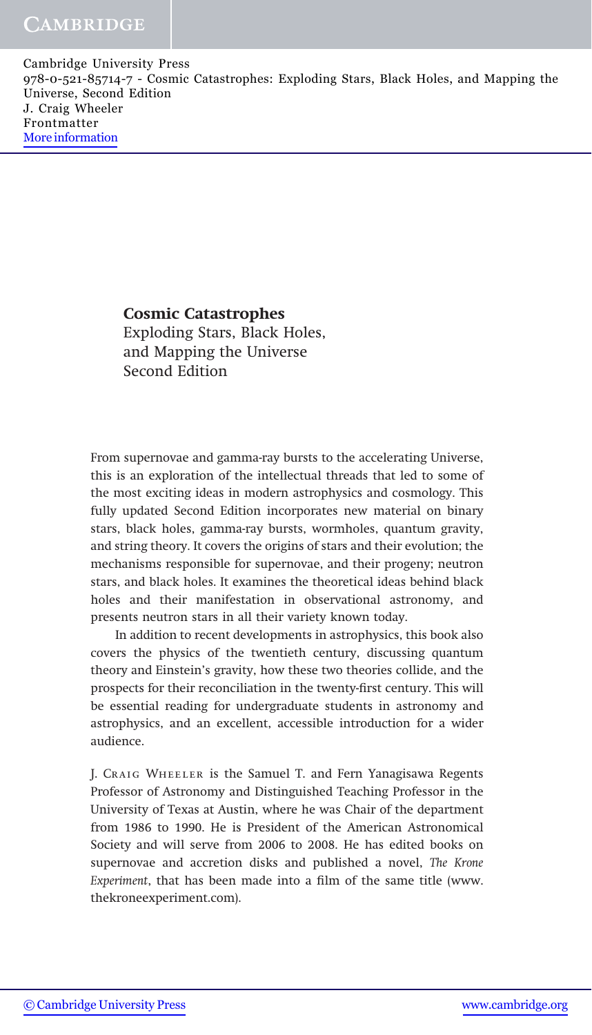# Cosmic Catastrophes

Exploding Stars, Black Holes, and Mapping the Universe

Second Edition

From supernovae and gamma-ray bursts to the accelerating Universe, this is an exploration of the intellectual threads that led to some of the most exciting ideas in modern astrophysics and cosmology. This fully updated Second Edition incorporates new material on binary stars, black holes, gamma-ray bursts, wormholes, quantum gravity, and string theory. It covers the origins of stars and their evolution; the mechanisms responsible for supernovae, and their progeny; neutron stars, and black holes. It examines the theoretical ideas behind black holes and their manifestation in observational astronomy, and presents neutron stars in all their variety known today.

In addition to recent developments in astrophysics, this book also covers the physics of the twentieth century, discussing quantum theory and Einstein's gravity, how these two theories collide, and the prospects for their reconciliation in the twenty-first century. This will be essential reading for undergraduate students in astronomy and astrophysics, and an excellent, accessible introduction for a wider audience.

J. Craig Wheeler is the Samuel T. and Fern Yanagisawa Regents Professor of Astronomy and Distinguished Teaching Professor in the University of Texas at Austin, where he was Chair of the department from 1986 to 1990. He is President of the American Astronomical Society and will serve from 2006 to 2008. He has edited books on supernovae and accretion disks and published a novel, *The Krone Experiment*, that has been made into a film of the same title (www.thekroneexperiment.com).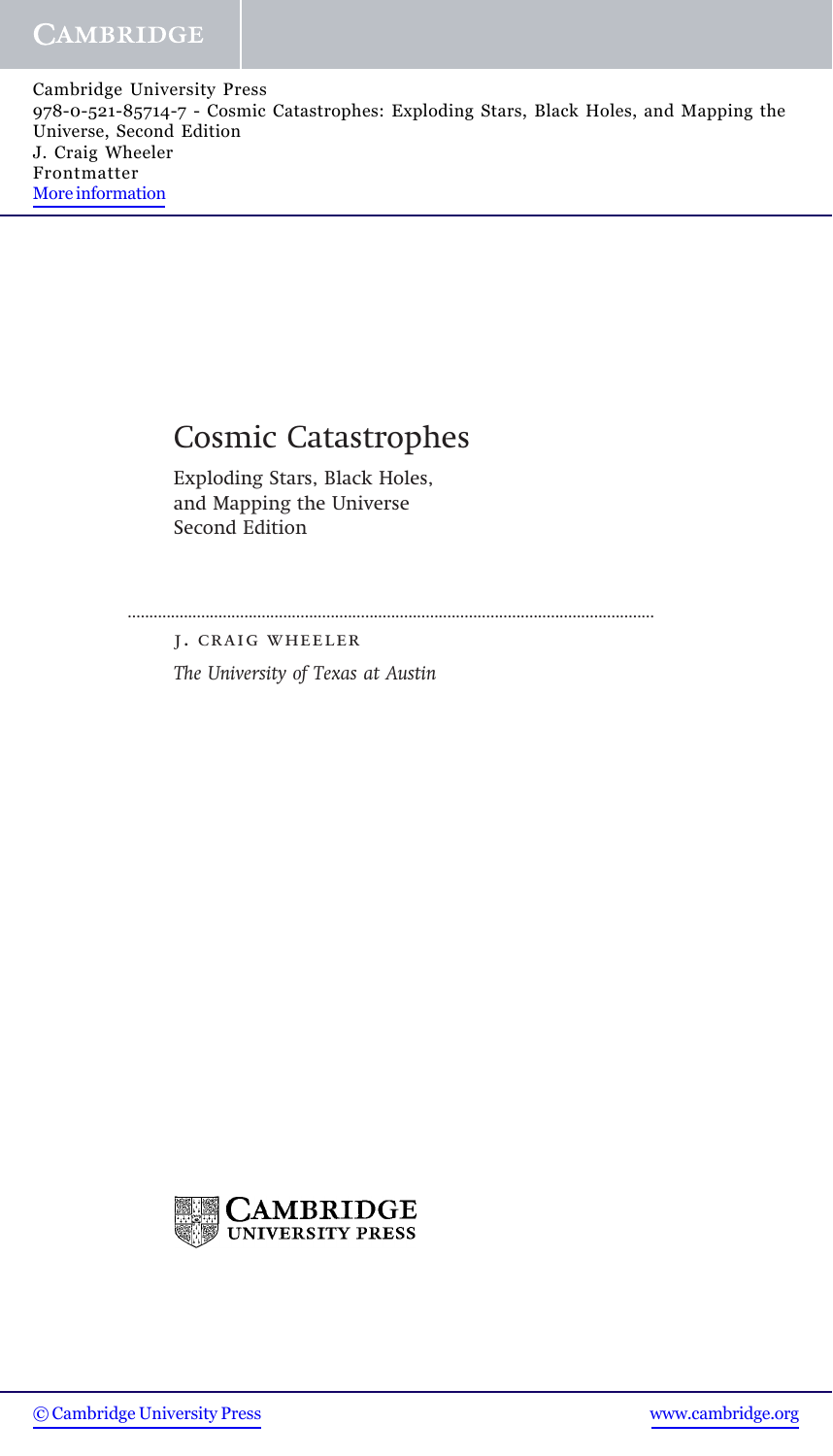# Cosmic Catastrophes

Exploding Stars, Black Holes, and Mapping the Universe
Second Edition

J. CRAIG WHEELER

*The University of Texas at Austin*

CAMBRIDGE UNIVERSITY PRESS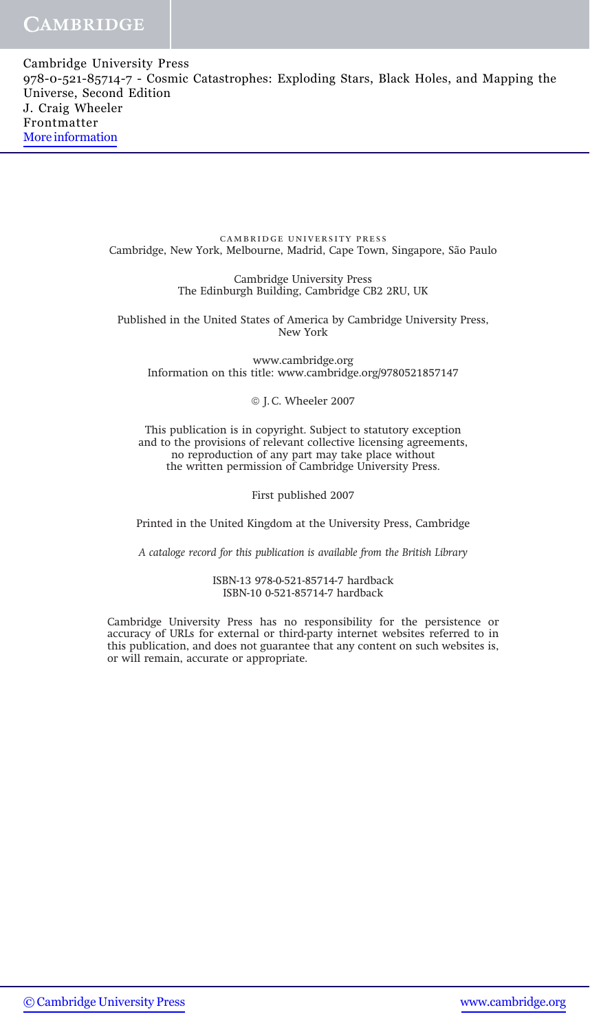CAMBRIDGE UNIVERSITY PRESS
Cambridge, New York, Melbourne, Madrid, Cape Town, Singapore, São Paulo

Cambridge University Press
The Edinburgh Building, Cambridge CB2 2RU, UK

Published in the United States of America by Cambridge University Press, New York

www.cambridge.org
Information on this title: www.cambridge.org/9780521857147

© J.C. Wheeler 2007

This publication is in copyright. Subject to statutory exception and to the provisions of relevant collective licensing agreements, no reproduction of any part may take place without the written permission of Cambridge University Press.

First published 2007

Printed in the United Kingdom at the University Press, Cambridge

*A cataloge record for this publication is available from the British Library*

ISBN-13 978-0-521-85714-7 hardback
ISBN-10 0-521-85714-7 hardback

Cambridge University Press has no responsibility for the persistence or accuracy of URLs for external or third-party internet websites referred to in this publication, and does not guarantee that any content on such websites is, or will remain, accurate or appropriate.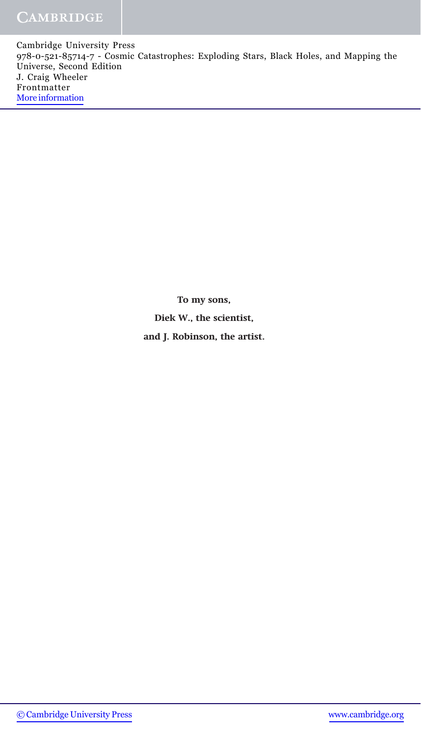**To my sons,**

**Diek W., the scientist,**

**and J. Robinson, the artist.**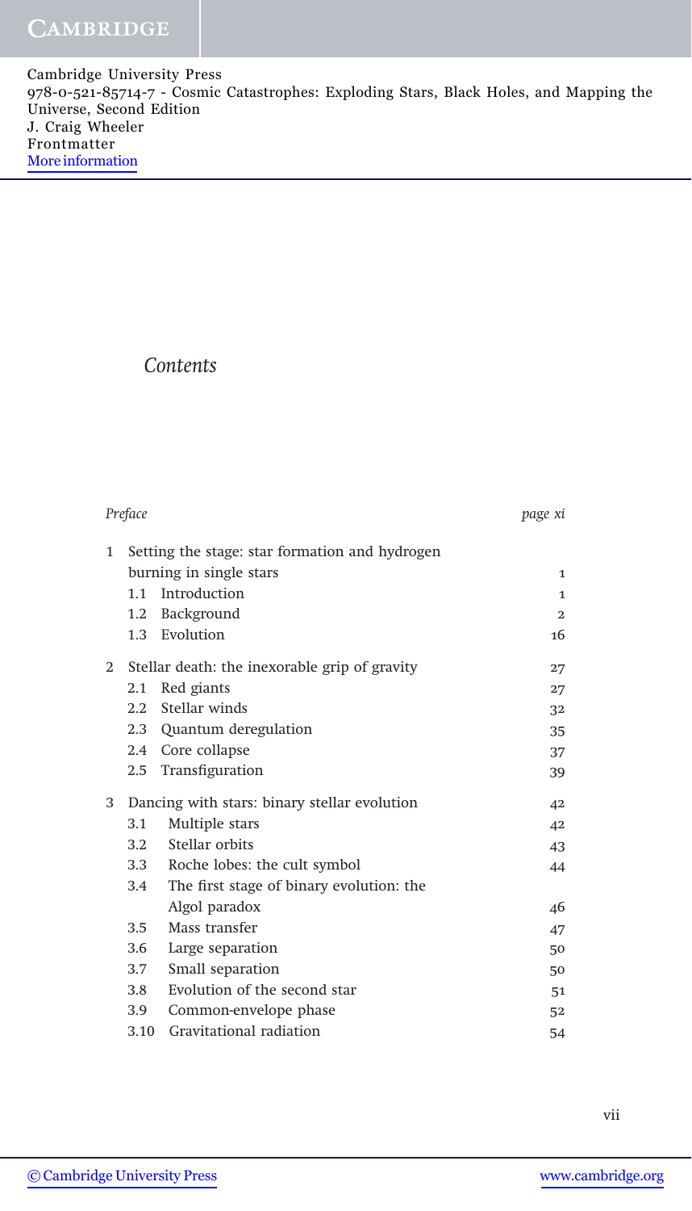# Contents

| | | |
|---|---|---|
| *Preface* | | *page xi* |
| 1 | Setting the stage: star formation and hydrogen burning in single stars | 1 |
| | 1.1 Introduction | 1 |
| | 1.2 Background | 2 |
| | 1.3 Evolution | 16 |
| 2 | Stellar death: the inexorable grip of gravity | 27 |
| | 2.1 Red giants | 27 |
| | 2.2 Stellar winds | 32 |
| | 2.3 Quantum deregulation | 35 |
| | 2.4 Core collapse | 37 |
| | 2.5 Transfiguration | 39 |
| 3 | Dancing with stars: binary stellar evolution | 42 |
| | 3.1 Multiple stars | 42 |
| | 3.2 Stellar orbits | 43 |
| | 3.3 Roche lobes: the cult symbol | 44 |
| | 3.4 The first stage of binary evolution: the Algol paradox | 46 |
| | 3.5 Mass transfer | 47 |
| | 3.6 Large separation | 50 |
| | 3.7 Small separation | 50 |
| | 3.8 Evolution of the second star | 51 |
| | 3.9 Common-envelope phase | 52 |
| | 3.10 Gravitational radiation | 54 |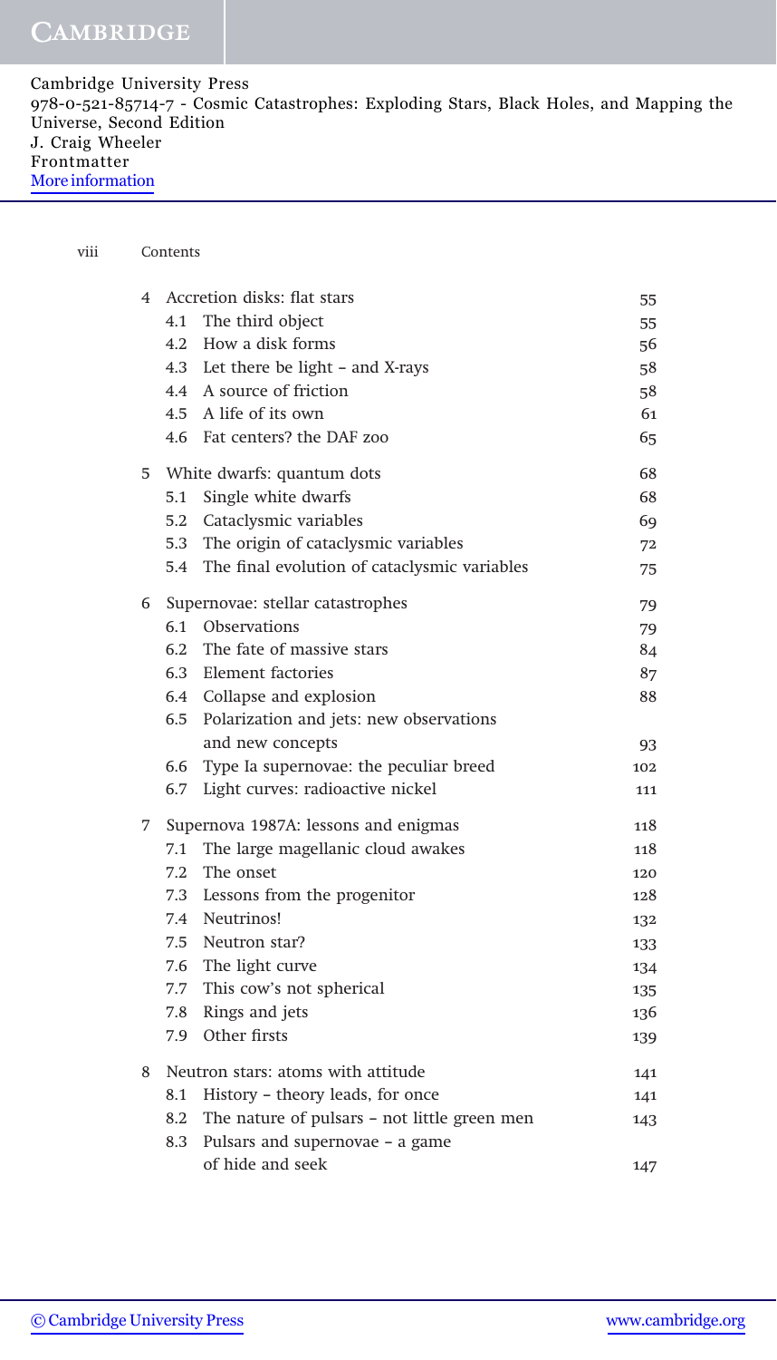| | | |
|---|---|---|
| 4 | Accretion disks: flat stars | 55 |
| | 4.1 The third object | 55 |
| | 4.2 How a disk forms | 56 |
| | 4.3 Let there be light – and X-rays | 58 |
| | 4.4 A source of friction | 58 |
| | 4.5 A life of its own | 61 |
| | 4.6 Fat centers? the DAF zoo | 65 |
| 5 | White dwarfs: quantum dots | 68 |
| | 5.1 Single white dwarfs | 68 |
| | 5.2 Cataclysmic variables | 69 |
| | 5.3 The origin of cataclysmic variables | 72 |
| | 5.4 The final evolution of cataclysmic variables | 75 |
| 6 | Supernovae: stellar catastrophes | 79 |
| | 6.1 Observations | 79 |
| | 6.2 The fate of massive stars | 84 |
| | 6.3 Element factories | 87 |
| | 6.4 Collapse and explosion | 88 |
| | 6.5 Polarization and jets: new observations and new concepts | 93 |
| | 6.6 Type Ia supernovae: the peculiar breed | 102 |
| | 6.7 Light curves: radioactive nickel | 111 |
| 7 | Supernova 1987A: lessons and enigmas | 118 |
| | 7.1 The large magellanic cloud awakes | 118 |
| | 7.2 The onset | 120 |
| | 7.3 Lessons from the progenitor | 128 |
| | 7.4 Neutrinos! | 132 |
| | 7.5 Neutron star? | 133 |
| | 7.6 The light curve | 134 |
| | 7.7 This cow's not spherical | 135 |
| | 7.8 Rings and jets | 136 |
| | 7.9 Other firsts | 139 |
| 8 | Neutron stars: atoms with attitude | 141 |
| | 8.1 History – theory leads, for once | 141 |
| | 8.2 The nature of pulsars – not little green men | 143 |
| | 8.3 Pulsars and supernovae – a game of hide and seek | 147 |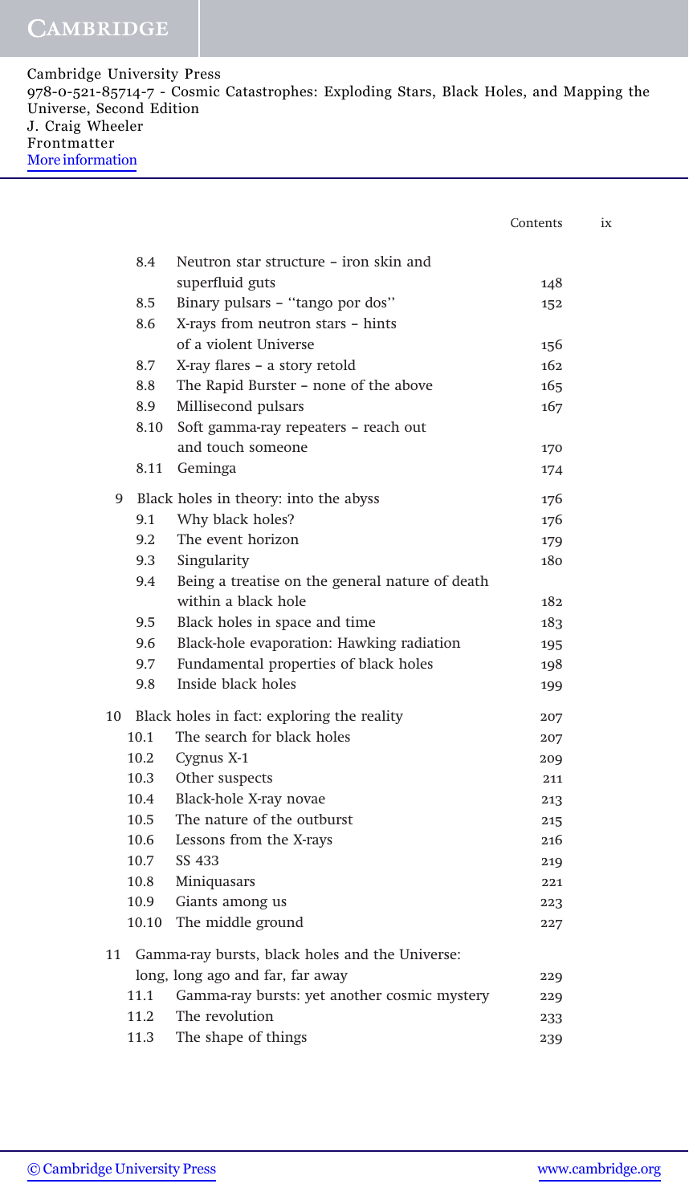| | | |
|---|---|---|
| 8.4 | Neutron star structure – iron skin and superfluid guts | 148 |
| 8.5 | Binary pulsars – "tango por dos" | 152 |
| 8.6 | X-rays from neutron stars – hints of a violent Universe | 156 |
| 8.7 | X-ray flares – a story retold | 162 |
| 8.8 | The Rapid Burster – none of the above | 165 |
| 8.9 | Millisecond pulsars | 167 |
| 8.10 | Soft gamma-ray repeaters – reach out and touch someone | 170 |
| 8.11 | Geminga | 174 |
| **9** | **Black holes in theory: into the abyss** | **176** |
| 9.1 | Why black holes? | 176 |
| 9.2 | The event horizon | 179 |
| 9.3 | Singularity | 180 |
| 9.4 | Being a treatise on the general nature of death within a black hole | 182 |
| 9.5 | Black holes in space and time | 183 |
| 9.6 | Black-hole evaporation: Hawking radiation | 195 |
| 9.7 | Fundamental properties of black holes | 198 |
| 9.8 | Inside black holes | 199 |
| **10** | **Black holes in fact: exploring the reality** | **207** |
| 10.1 | The search for black holes | 207 |
| 10.2 | Cygnus X-1 | 209 |
| 10.3 | Other suspects | 211 |
| 10.4 | Black-hole X-ray novae | 213 |
| 10.5 | The nature of the outburst | 215 |
| 10.6 | Lessons from the X-rays | 216 |
| 10.7 | SS 433 | 219 |
| 10.8 | Miniquasars | 221 |
| 10.9 | Giants among us | 223 |
| 10.10 | The middle ground | 227 |
| **11** | **Gamma-ray bursts, black holes and the Universe: long, long ago and far, far away** | **229** |
| 11.1 | Gamma-ray bursts: yet another cosmic mystery | 229 |
| 11.2 | The revolution | 233 |
| 11.3 | The shape of things | 239 |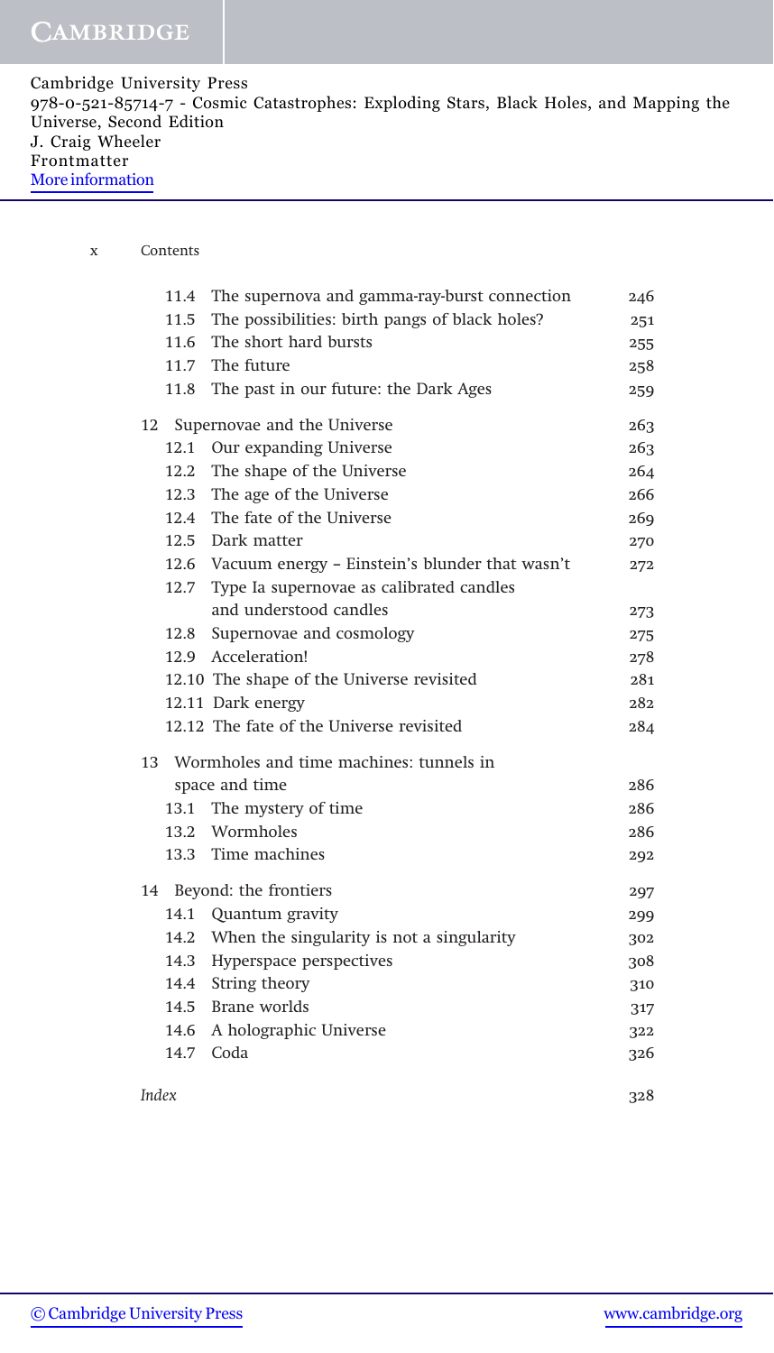| | | |
|---|---|---|
| 11.4 | The supernova and gamma-ray-burst connection | 246 |
| 11.5 | The possibilities: birth pangs of black holes? | 251 |
| 11.6 | The short hard bursts | 255 |
| 11.7 | The future | 258 |
| 11.8 | The past in our future: the Dark Ages | 259 |
| **12** | **Supernovae and the Universe** | **263** |
| 12.1 | Our expanding Universe | 263 |
| 12.2 | The shape of the Universe | 264 |
| 12.3 | The age of the Universe | 266 |
| 12.4 | The fate of the Universe | 269 |
| 12.5 | Dark matter | 270 |
| 12.6 | Vacuum energy – Einstein's blunder that wasn't | 272 |
| 12.7 | Type Ia supernovae as calibrated candles and understood candles | 273 |
| 12.8 | Supernovae and cosmology | 275 |
| 12.9 | Acceleration! | 278 |
| 12.10 | The shape of the Universe revisited | 281 |
| 12.11 | Dark energy | 282 |
| 12.12 | The fate of the Universe revisited | 284 |
| **13** | **Wormholes and time machines: tunnels in space and time** | **286** |
| 13.1 | The mystery of time | 286 |
| 13.2 | Wormholes | 286 |
| 13.3 | Time machines | 292 |
| **14** | **Beyond: the frontiers** | **297** |
| 14.1 | Quantum gravity | 299 |
| 14.2 | When the singularity is not a singularity | 302 |
| 14.3 | Hyperspace perspectives | 308 |
| 14.4 | String theory | 310 |
| 14.5 | Brane worlds | 317 |
| 14.6 | A holographic Universe | 322 |
| 14.7 | Coda | 326 |
| *Index* | | 328 |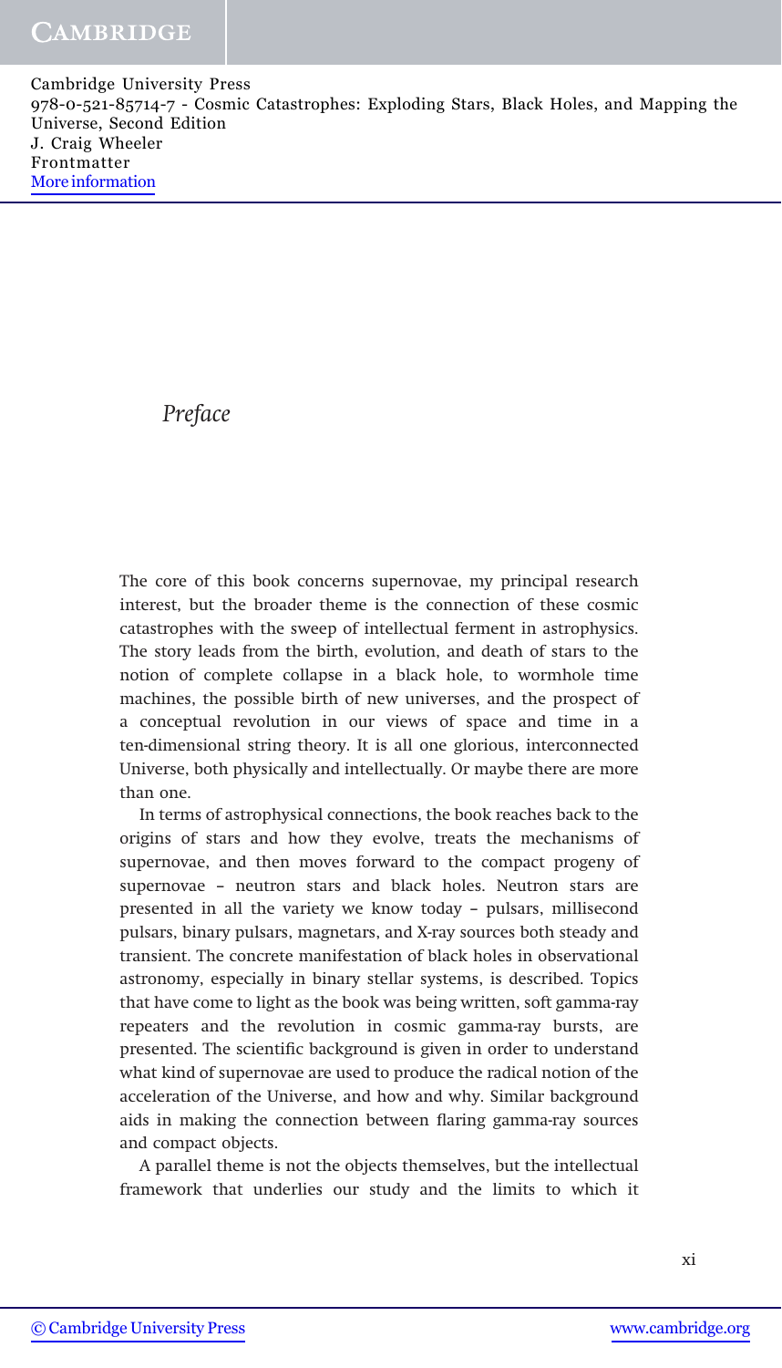# *Preface*

The core of this book concerns supernovae, my principal research interest, but the broader theme is the connection of these cosmic catastrophes with the sweep of intellectual ferment in astrophysics. The story leads from the birth, evolution, and death of stars to the notion of complete collapse in a black hole, to wormhole time machines, the possible birth of new universes, and the prospect of a conceptual revolution in our views of space and time in a ten-dimensional string theory. It is all one glorious, interconnected Universe, both physically and intellectually. Or maybe there are more than one.

In terms of astrophysical connections, the book reaches back to the origins of stars and how they evolve, treats the mechanisms of supernovae, and then moves forward to the compact progeny of supernovae – neutron stars and black holes. Neutron stars are presented in all the variety we know today – pulsars, millisecond pulsars, binary pulsars, magnetars, and X-ray sources both steady and transient. The concrete manifestation of black holes in observational astronomy, especially in binary stellar systems, is described. Topics that have come to light as the book was being written, soft gamma-ray repeaters and the revolution in cosmic gamma-ray bursts, are presented. The scientific background is given in order to understand what kind of supernovae are used to produce the radical notion of the acceleration of the Universe, and how and why. Similar background aids in making the connection between flaring gamma-ray sources and compact objects.

A parallel theme is not the objects themselves, but the intellectual framework that underlies our study and the limits to which it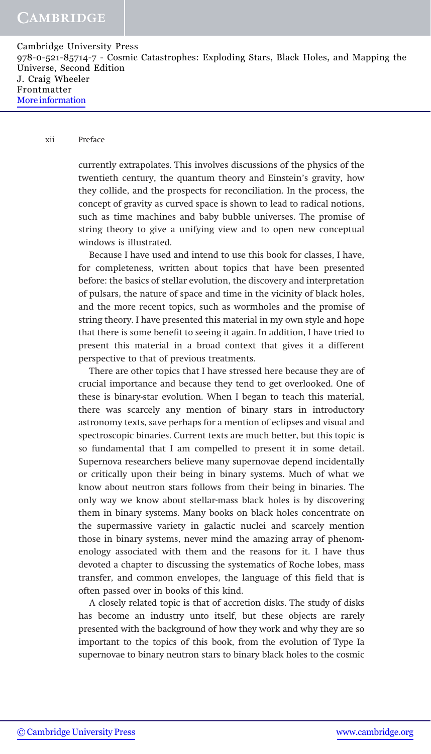currently extrapolates. This involves discussions of the physics of the twentieth century, the quantum theory and Einstein's gravity, how they collide, and the prospects for reconciliation. In the process, the concept of gravity as curved space is shown to lead to radical notions, such as time machines and baby bubble universes. The promise of string theory to give a unifying view and to open new conceptual windows is illustrated.

Because I have used and intend to use this book for classes, I have, for completeness, written about topics that have been presented before: the basics of stellar evolution, the discovery and interpretation of pulsars, the nature of space and time in the vicinity of black holes, and the more recent topics, such as wormholes and the promise of string theory. I have presented this material in my own style and hope that there is some benefit to seeing it again. In addition, I have tried to present this material in a broad context that gives it a different perspective to that of previous treatments.

There are other topics that I have stressed here because they are of crucial importance and because they tend to get overlooked. One of these is binary-star evolution. When I began to teach this material, there was scarcely any mention of binary stars in introductory astronomy texts, save perhaps for a mention of eclipses and visual and spectroscopic binaries. Current texts are much better, but this topic is so fundamental that I am compelled to present it in some detail. Supernova researchers believe many supernovae depend incidentally or critically upon their being in binary systems. Much of what we know about neutron stars follows from their being in binaries. The only way we know about stellar-mass black holes is by discovering them in binary systems. Many books on black holes concentrate on the supermassive variety in galactic nuclei and scarcely mention those in binary systems, never mind the amazing array of phenomenology associated with them and the reasons for it. I have thus devoted a chapter to discussing the systematics of Roche lobes, mass transfer, and common envelopes, the language of this field that is often passed over in books of this kind.

A closely related topic is that of accretion disks. The study of disks has become an industry unto itself, but these objects are rarely presented with the background of how they work and why they are so important to the topics of this book, from the evolution of Type Ia supernovae to binary neutron stars to binary black holes to the cosmic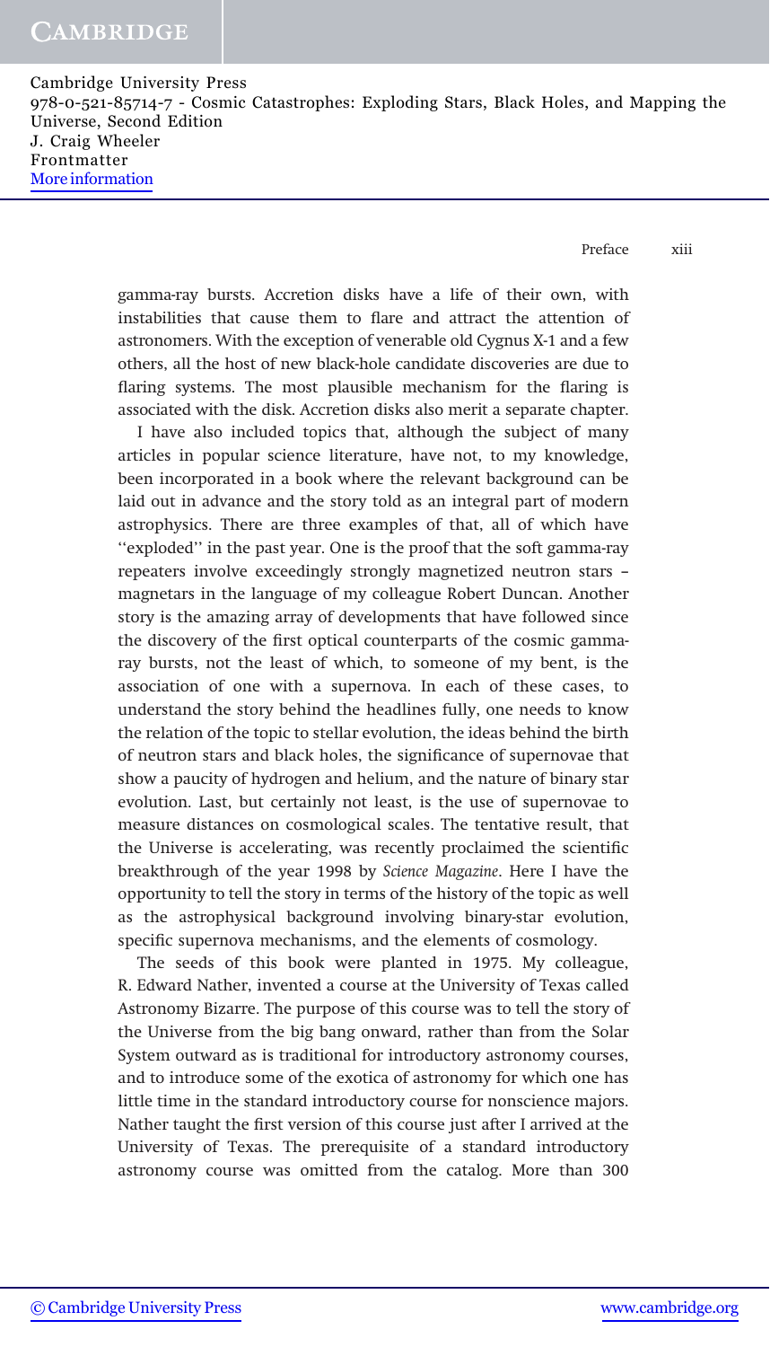gamma-ray bursts. Accretion disks have a life of their own, with instabilities that cause them to flare and attract the attention of astronomers. With the exception of venerable old Cygnus X-1 and a few others, all the host of new black-hole candidate discoveries are due to flaring systems. The most plausible mechanism for the flaring is associated with the disk. Accretion disks also merit a separate chapter.

I have also included topics that, although the subject of many articles in popular science literature, have not, to my knowledge, been incorporated in a book where the relevant background can be laid out in advance and the story told as an integral part of modern astrophysics. There are three examples of that, all of which have ''exploded'' in the past year. One is the proof that the soft gamma-ray repeaters involve exceedingly strongly magnetized neutron stars – magnetars in the language of my colleague Robert Duncan. Another story is the amazing array of developments that have followed since the discovery of the first optical counterparts of the cosmic gamma-ray bursts, not the least of which, to someone of my bent, is the association of one with a supernova. In each of these cases, to understand the story behind the headlines fully, one needs to know the relation of the topic to stellar evolution, the ideas behind the birth of neutron stars and black holes, the significance of supernovae that show a paucity of hydrogen and helium, and the nature of binary star evolution. Last, but certainly not least, is the use of supernovae to measure distances on cosmological scales. The tentative result, that the Universe is accelerating, was recently proclaimed the scientific breakthrough of the year 1998 by *Science Magazine*. Here I have the opportunity to tell the story in terms of the history of the topic as well as the astrophysical background involving binary-star evolution, specific supernova mechanisms, and the elements of cosmology.

The seeds of this book were planted in 1975. My colleague, R. Edward Nather, invented a course at the University of Texas called Astronomy Bizarre. The purpose of this course was to tell the story of the Universe from the big bang onward, rather than from the Solar System outward as is traditional for introductory astronomy courses, and to introduce some of the exotica of astronomy for which one has little time in the standard introductory course for nonscience majors. Nather taught the first version of this course just after I arrived at the University of Texas. The prerequisite of a standard introductory astronomy course was omitted from the catalog. More than 300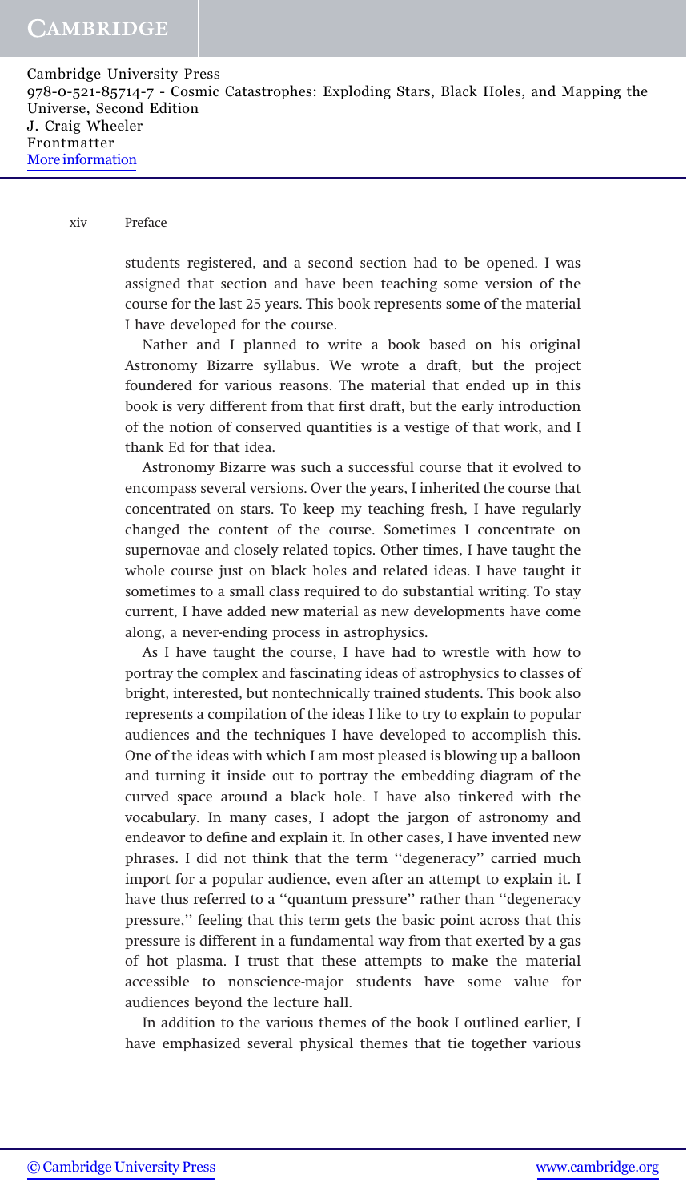students registered, and a second section had to be opened. I was assigned that section and have been teaching some version of the course for the last 25 years. This book represents some of the material I have developed for the course.

Nather and I planned to write a book based on his original Astronomy Bizarre syllabus. We wrote a draft, but the project foundered for various reasons. The material that ended up in this book is very different from that first draft, but the early introduction of the notion of conserved quantities is a vestige of that work, and I thank Ed for that idea.

Astronomy Bizarre was such a successful course that it evolved to encompass several versions. Over the years, I inherited the course that concentrated on stars. To keep my teaching fresh, I have regularly changed the content of the course. Sometimes I concentrate on supernovae and closely related topics. Other times, I have taught the whole course just on black holes and related ideas. I have taught it sometimes to a small class required to do substantial writing. To stay current, I have added new material as new developments have come along, a never-ending process in astrophysics.

As I have taught the course, I have had to wrestle with how to portray the complex and fascinating ideas of astrophysics to classes of bright, interested, but nontechnically trained students. This book also represents a compilation of the ideas I like to try to explain to popular audiences and the techniques I have developed to accomplish this. One of the ideas with which I am most pleased is blowing up a balloon and turning it inside out to portray the embedding diagram of the curved space around a black hole. I have also tinkered with the vocabulary. In many cases, I adopt the jargon of astronomy and endeavor to define and explain it. In other cases, I have invented new phrases. I did not think that the term ''degeneracy'' carried much import for a popular audience, even after an attempt to explain it. I have thus referred to a ''quantum pressure'' rather than ''degeneracy pressure,'' feeling that this term gets the basic point across that this pressure is different in a fundamental way from that exerted by a gas of hot plasma. I trust that these attempts to make the material accessible to nonscience-major students have some value for audiences beyond the lecture hall.

In addition to the various themes of the book I outlined earlier, I have emphasized several physical themes that tie together various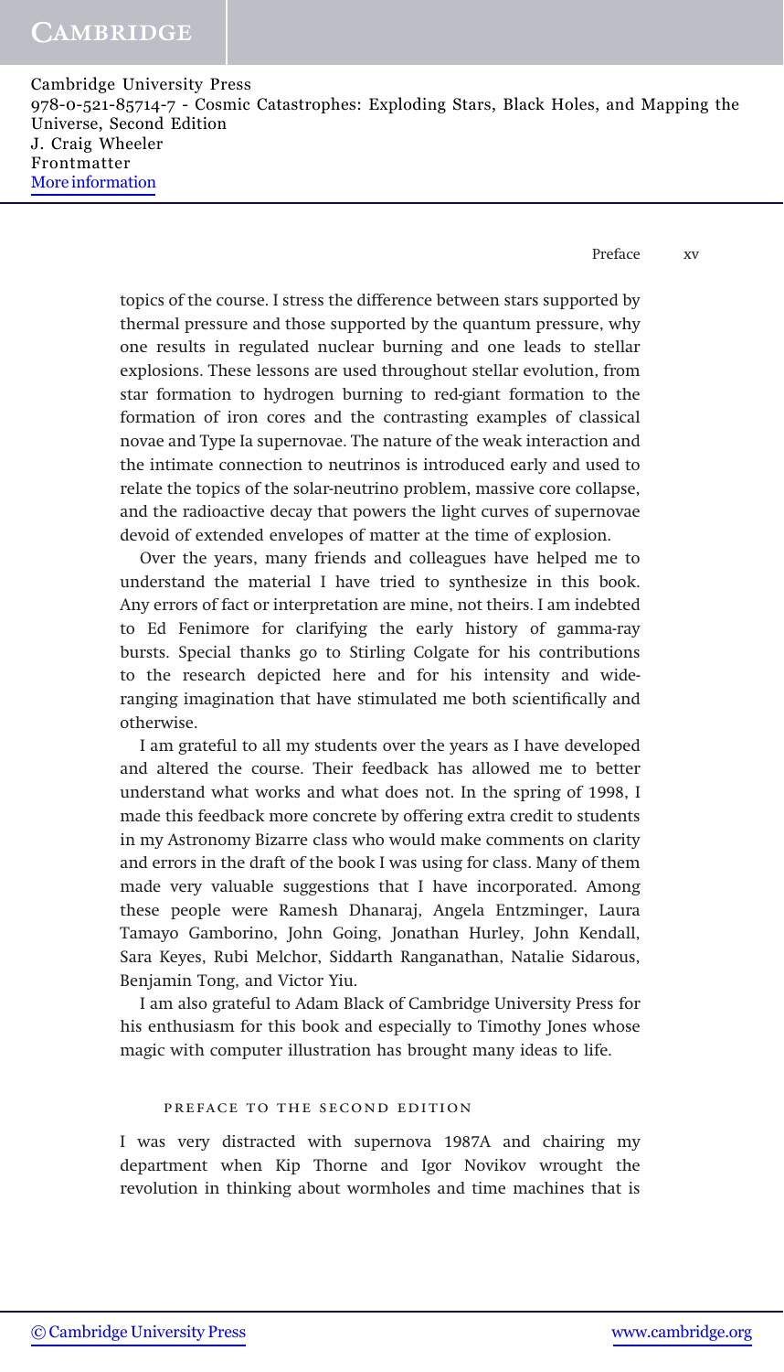topics of the course. I stress the difference between stars supported by thermal pressure and those supported by the quantum pressure, why one results in regulated nuclear burning and one leads to stellar explosions. These lessons are used throughout stellar evolution, from star formation to hydrogen burning to red-giant formation to the formation of iron cores and the contrasting examples of classical novae and Type Ia supernovae. The nature of the weak interaction and the intimate connection to neutrinos is introduced early and used to relate the topics of the solar-neutrino problem, massive core collapse, and the radioactive decay that powers the light curves of supernovae devoid of extended envelopes of matter at the time of explosion.

Over the years, many friends and colleagues have helped me to understand the material I have tried to synthesize in this book. Any errors of fact or interpretation are mine, not theirs. I am indebted to Ed Fenimore for clarifying the early history of gamma-ray bursts. Special thanks go to Stirling Colgate for his contributions to the research depicted here and for his intensity and wide-ranging imagination that have stimulated me both scientifically and otherwise.

I am grateful to all my students over the years as I have developed and altered the course. Their feedback has allowed me to better understand what works and what does not. In the spring of 1998, I made this feedback more concrete by offering extra credit to students in my Astronomy Bizarre class who would make comments on clarity and errors in the draft of the book I was using for class. Many of them made very valuable suggestions that I have incorporated. Among these people were Ramesh Dhanaraj, Angela Entzminger, Laura Tamayo Gamborino, John Going, Jonathan Hurley, John Kendall, Sara Keyes, Rubi Melchor, Siddarth Ranganathan, Natalie Sidarous, Benjamin Tong, and Victor Yiu.

I am also grateful to Adam Black of Cambridge University Press for his enthusiasm for this book and especially to Timothy Jones whose magic with computer illustration has brought many ideas to life.

## PREFACE TO THE SECOND EDITION

I was very distracted with supernova 1987A and chairing my department when Kip Thorne and Igor Novikov wrought the revolution in thinking about wormholes and time machines that is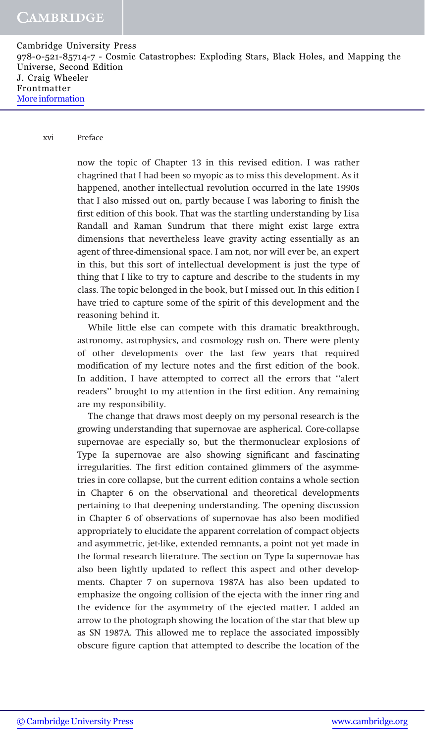now the topic of Chapter 13 in this revised edition. I was rather chagrined that I had been so myopic as to miss this development. As it happened, another intellectual revolution occurred in the late 1990s that I also missed out on, partly because I was laboring to finish the first edition of this book. That was the startling understanding by Lisa Randall and Raman Sundrum that there might exist large extra dimensions that nevertheless leave gravity acting essentially as an agent of three-dimensional space. I am not, nor will ever be, an expert in this, but this sort of intellectual development is just the type of thing that I like to try to capture and describe to the students in my class. The topic belonged in the book, but I missed out. In this edition I have tried to capture some of the spirit of this development and the reasoning behind it.

While little else can compete with this dramatic breakthrough, astronomy, astrophysics, and cosmology rush on. There were plenty of other developments over the last few years that required modification of my lecture notes and the first edition of the book. In addition, I have attempted to correct all the errors that ''alert readers'' brought to my attention in the first edition. Any remaining are my responsibility.

The change that draws most deeply on my personal research is the growing understanding that supernovae are aspherical. Core-collapse supernovae are especially so, but the thermonuclear explosions of Type Ia supernovae are also showing significant and fascinating irregularities. The first edition contained glimmers of the asymmetries in core collapse, but the current edition contains a whole section in Chapter 6 on the observational and theoretical developments pertaining to that deepening understanding. The opening discussion in Chapter 6 of observations of supernovae has also been modified appropriately to elucidate the apparent correlation of compact objects and asymmetric, jet-like, extended remnants, a point not yet made in the formal research literature. The section on Type Ia supernovae has also been lightly updated to reflect this aspect and other developments. Chapter 7 on supernova 1987A has also been updated to emphasize the ongoing collision of the ejecta with the inner ring and the evidence for the asymmetry of the ejected matter. I added an arrow to the photograph showing the location of the star that blew up as SN 1987A. This allowed me to replace the associated impossibly obscure figure caption that attempted to describe the location of the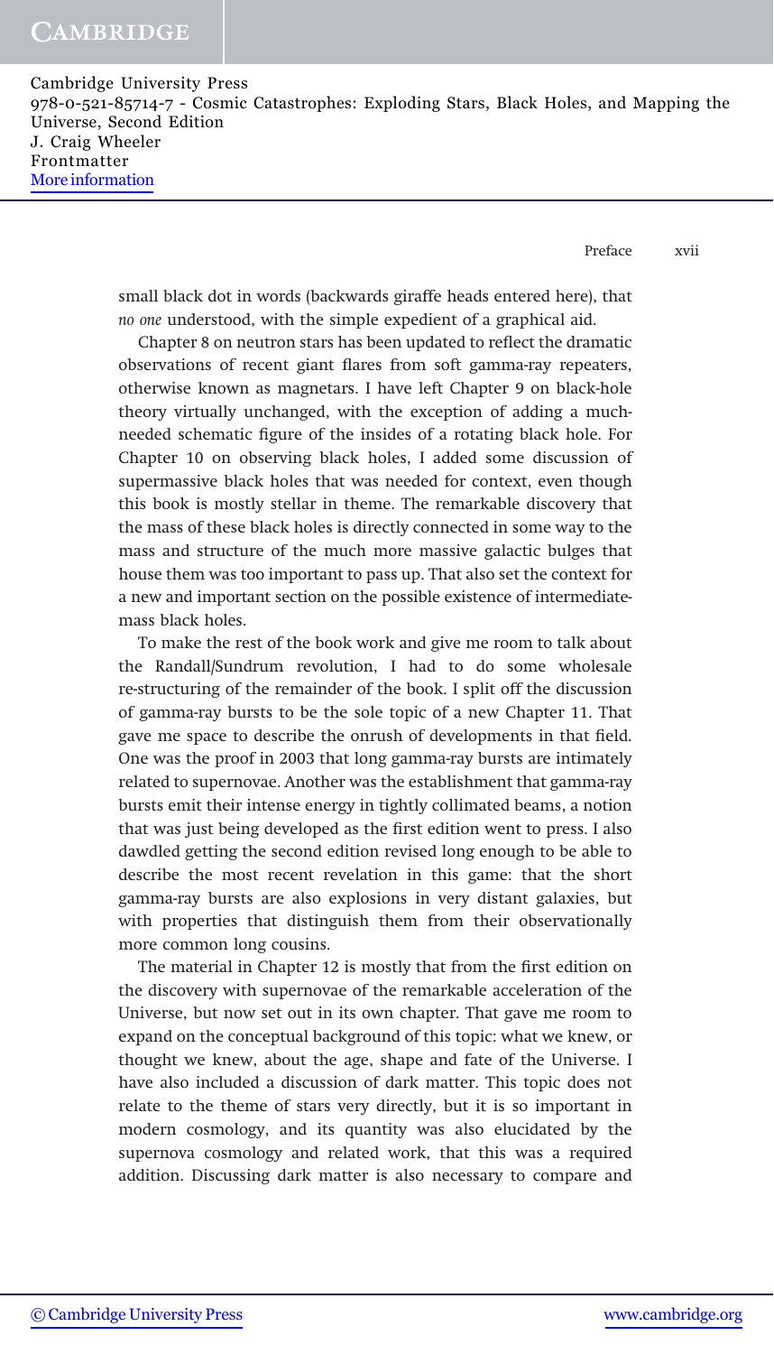small black dot in words (backwards giraffe heads entered here), that *no one* understood, with the simple expedient of a graphical aid.

Chapter 8 on neutron stars has been updated to reflect the dramatic observations of recent giant flares from soft gamma-ray repeaters, otherwise known as magnetars. I have left Chapter 9 on black-hole theory virtually unchanged, with the exception of adding a much-needed schematic figure of the insides of a rotating black hole. For Chapter 10 on observing black holes, I added some discussion of supermassive black holes that was needed for context, even though this book is mostly stellar in theme. The remarkable discovery that the mass of these black holes is directly connected in some way to the mass and structure of the much more massive galactic bulges that house them was too important to pass up. That also set the context for a new and important section on the possible existence of intermediate-mass black holes.

To make the rest of the book work and give me room to talk about the Randall/Sundrum revolution, I had to do some wholesale re-structuring of the remainder of the book. I split off the discussion of gamma-ray bursts to be the sole topic of a new Chapter 11. That gave me space to describe the onrush of developments in that field. One was the proof in 2003 that long gamma-ray bursts are intimately related to supernovae. Another was the establishment that gamma-ray bursts emit their intense energy in tightly collimated beams, a notion that was just being developed as the first edition went to press. I also dawdled getting the second edition revised long enough to be able to describe the most recent revelation in this game: that the short gamma-ray bursts are also explosions in very distant galaxies, but with properties that distinguish them from their observationally more common long cousins.

The material in Chapter 12 is mostly that from the first edition on the discovery with supernovae of the remarkable acceleration of the Universe, but now set out in its own chapter. That gave me room to expand on the conceptual background of this topic: what we knew, or thought we knew, about the age, shape and fate of the Universe. I have also included a discussion of dark matter. This topic does not relate to the theme of stars very directly, but it is so important in modern cosmology, and its quantity was also elucidated by the supernova cosmology and related work, that this was a required addition. Discussing dark matter is also necessary to compare and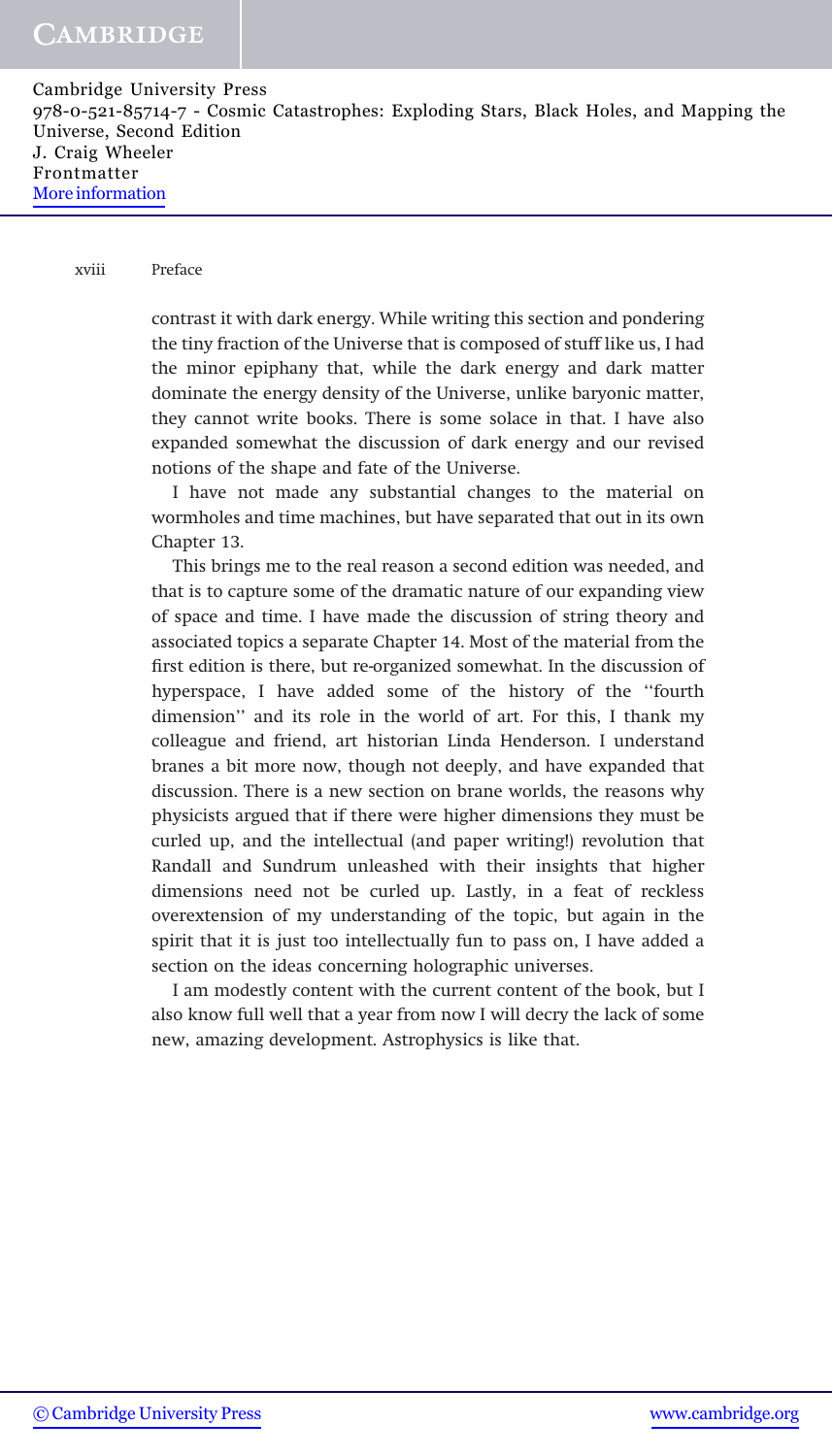contrast it with dark energy. While writing this section and pondering the tiny fraction of the Universe that is composed of stuff like us, I had the minor epiphany that, while the dark energy and dark matter dominate the energy density of the Universe, unlike baryonic matter, they cannot write books. There is some solace in that. I have also expanded somewhat the discussion of dark energy and our revised notions of the shape and fate of the Universe.

I have not made any substantial changes to the material on wormholes and time machines, but have separated that out in its own Chapter 13.

This brings me to the real reason a second edition was needed, and that is to capture some of the dramatic nature of our expanding view of space and time. I have made the discussion of string theory and associated topics a separate Chapter 14. Most of the material from the first edition is there, but re-organized somewhat. In the discussion of hyperspace, I have added some of the history of the ''fourth dimension'' and its role in the world of art. For this, I thank my colleague and friend, art historian Linda Henderson. I understand branes a bit more now, though not deeply, and have expanded that discussion. There is a new section on brane worlds, the reasons why physicists argued that if there were higher dimensions they must be curled up, and the intellectual (and paper writing!) revolution that Randall and Sundrum unleashed with their insights that higher dimensions need not be curled up. Lastly, in a feat of reckless overextension of my understanding of the topic, but again in the spirit that it is just too intellectually fun to pass on, I have added a section on the ideas concerning holographic universes.

I am modestly content with the current content of the book, but I also know full well that a year from now I will decry the lack of some new, amazing development. Astrophysics is like that.